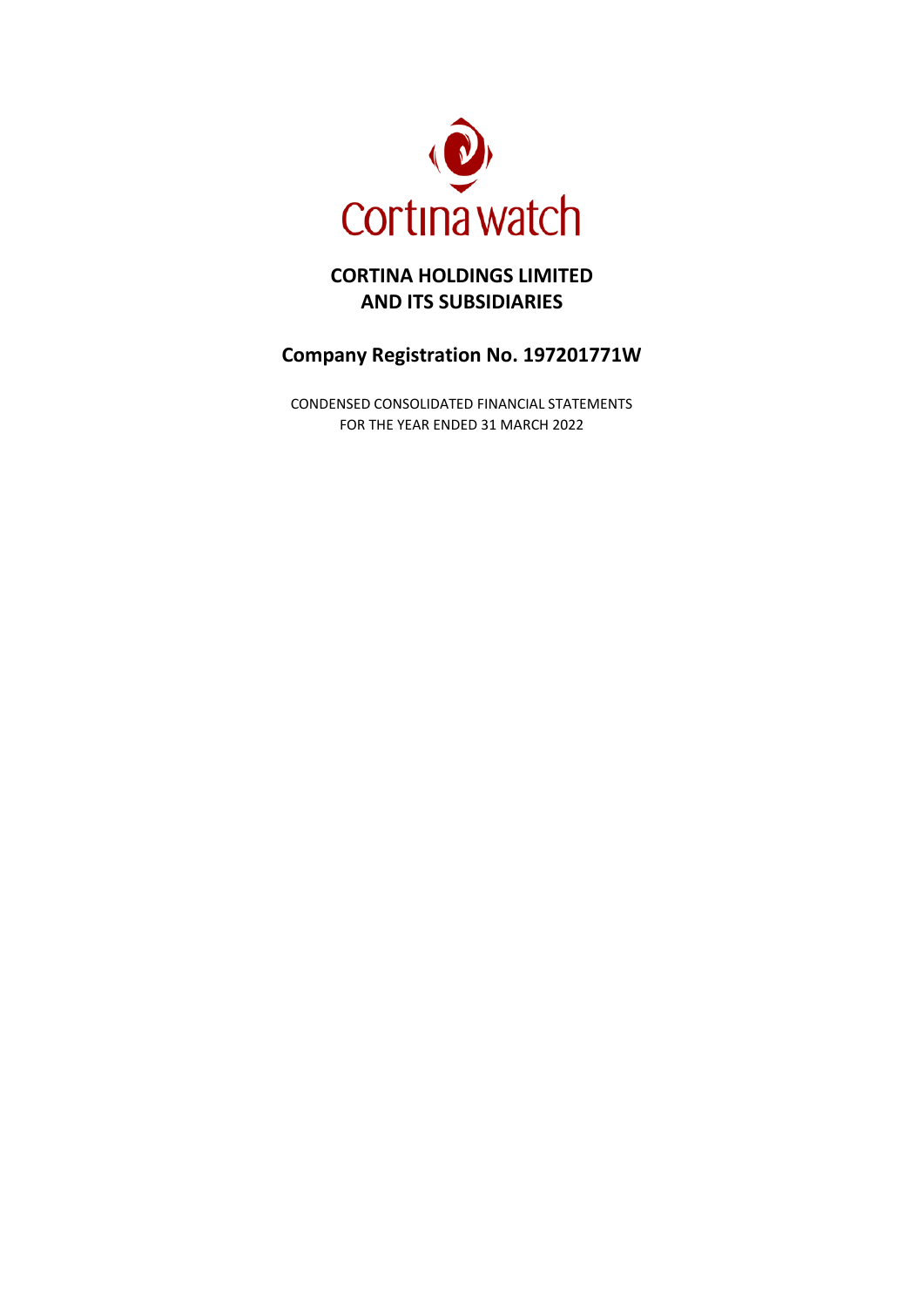cortina watch

# CORTINA HOLDINGS LIMITED
# AND ITS SUBSIDIARIES

## Company Registration No. 197201771W

CONDENSED CONSOLIDATED FINANCIAL STATEMENTS
FOR THE YEAR ENDED 31 MARCH 2022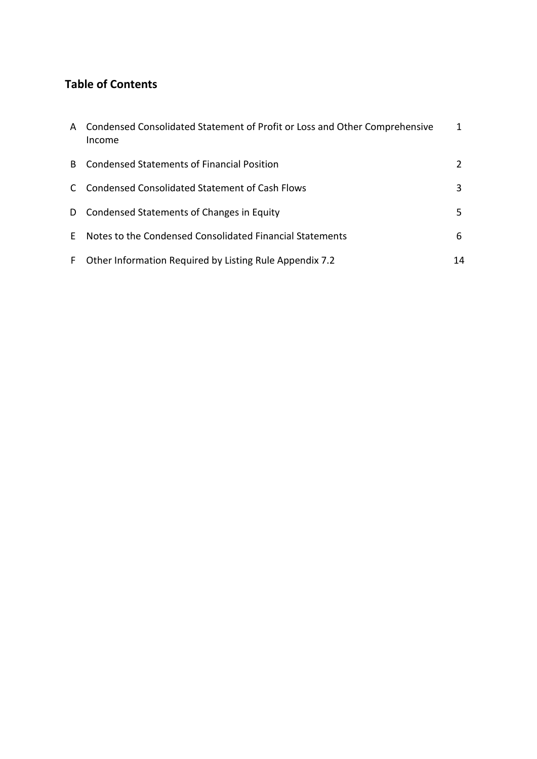## Table of Contents

| | | |
|---|---|---|
| A | Condensed Consolidated Statement of Profit or Loss and Other Comprehensive Income | 1 |
| B | Condensed Statements of Financial Position | 2 |
| C | Condensed Consolidated Statement of Cash Flows | 3 |
| D | Condensed Statements of Changes in Equity | 5 |
| E | Notes to the Condensed Consolidated Financial Statements | 6 |
| F | Other Information Required by Listing Rule Appendix 7.2 | 14 |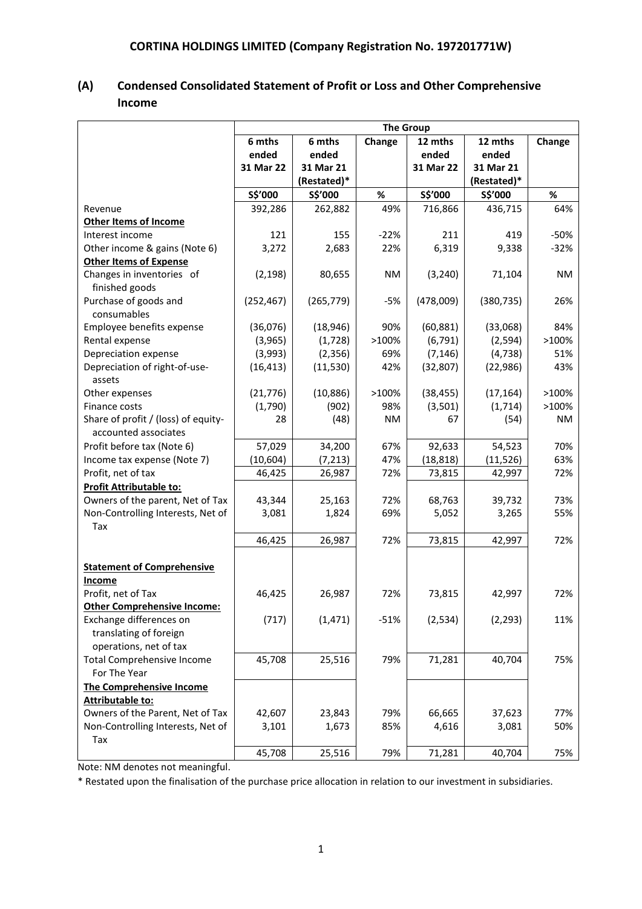## CORTINA HOLDINGS LIMITED (Company Registration No. 197201771W)

## (A) Condensed Consolidated Statement of Profit or Loss and Other Comprehensive Income

| | The Group | | | | | |
|---|---|---|---|---|---|---|
| | 6 mths ended 31 Mar 22 | 6 mths ended 31 Mar 21 (Restated)* | Change | 12 mths ended 31 Mar 22 | 12 mths ended 31 Mar 21 (Restated)* | Change |
| | S$'000 | S$'000 | % | S$'000 | S$'000 | % |
| Revenue | 392,286 | 262,882 | 49% | 716,866 | 436,715 | 64% |
| **Other Items of Income** | | | | | | |
| Interest income | 121 | 155 | -22% | 211 | 419 | -50% |
| Other income & gains (Note 6) | 3,272 | 2,683 | 22% | 6,319 | 9,338 | -32% |
| **Other Items of Expense** | | | | | | |
| Changes in inventories of finished goods | (2,198) | 80,655 | NM | (3,240) | 71,104 | NM |
| Purchase of goods and consumables | (252,467) | (265,779) | -5% | (478,009) | (380,735) | 26% |
| Employee benefits expense | (36,076) | (18,946) | 90% | (60,881) | (33,068) | 84% |
| Rental expense | (3,965) | (1,728) | >100% | (6,791) | (2,594) | >100% |
| Depreciation expense | (3,993) | (2,356) | 69% | (7,146) | (4,738) | 51% |
| Depreciation of right-of-use-assets | (16,413) | (11,530) | 42% | (32,807) | (22,986) | 43% |
| Other expenses | (21,776) | (10,886) | >100% | (38,455) | (17,164) | >100% |
| Finance costs | (1,790) | (902) | 98% | (3,501) | (1,714) | >100% |
| Share of profit / (loss) of equity-accounted associates | 28 | (48) | NM | 67 | (54) | NM |
| Profit before tax (Note 6) | 57,029 | 34,200 | 67% | 92,633 | 54,523 | 70% |
| Income tax expense (Note 7) | (10,604) | (7,213) | 47% | (18,818) | (11,526) | 63% |
| Profit, net of tax | 46,425 | 26,987 | 72% | 73,815 | 42,997 | 72% |
| **Profit Attributable to:** | | | | | | |
| Owners of the parent, Net of Tax | 43,344 | 25,163 | 72% | 68,763 | 39,732 | 73% |
| Non-Controlling Interests, Net of Tax | 3,081 | 1,824 | 69% | 5,052 | 3,265 | 55% |
| | 46,425 | 26,987 | 72% | 73,815 | 42,997 | 72% |
| **Statement of Comprehensive Income** | | | | | | |
| Profit, net of Tax | 46,425 | 26,987 | 72% | 73,815 | 42,997 | 72% |
| **Other Comprehensive Income:** | | | | | | |
| Exchange differences on translating of foreign operations, net of tax | (717) | (1,471) | -51% | (2,534) | (2,293) | 11% |
| Total Comprehensive Income For The Year | 45,708 | 25,516 | 79% | 71,281 | 40,704 | 75% |
| **The Comprehensive Income Attributable to:** | | | | | | |
| Owners of the Parent, Net of Tax | 42,607 | 23,843 | 79% | 66,665 | 37,623 | 77% |
| Non-Controlling Interests, Net of Tax | 3,101 | 1,673 | 85% | 4,616 | 3,081 | 50% |
| | 45,708 | 25,516 | 79% | 71,281 | 40,704 | 75% |

Note: NM denotes not meaningful.

* Restated upon the finalisation of the purchase price allocation in relation to our investment in subsidiaries.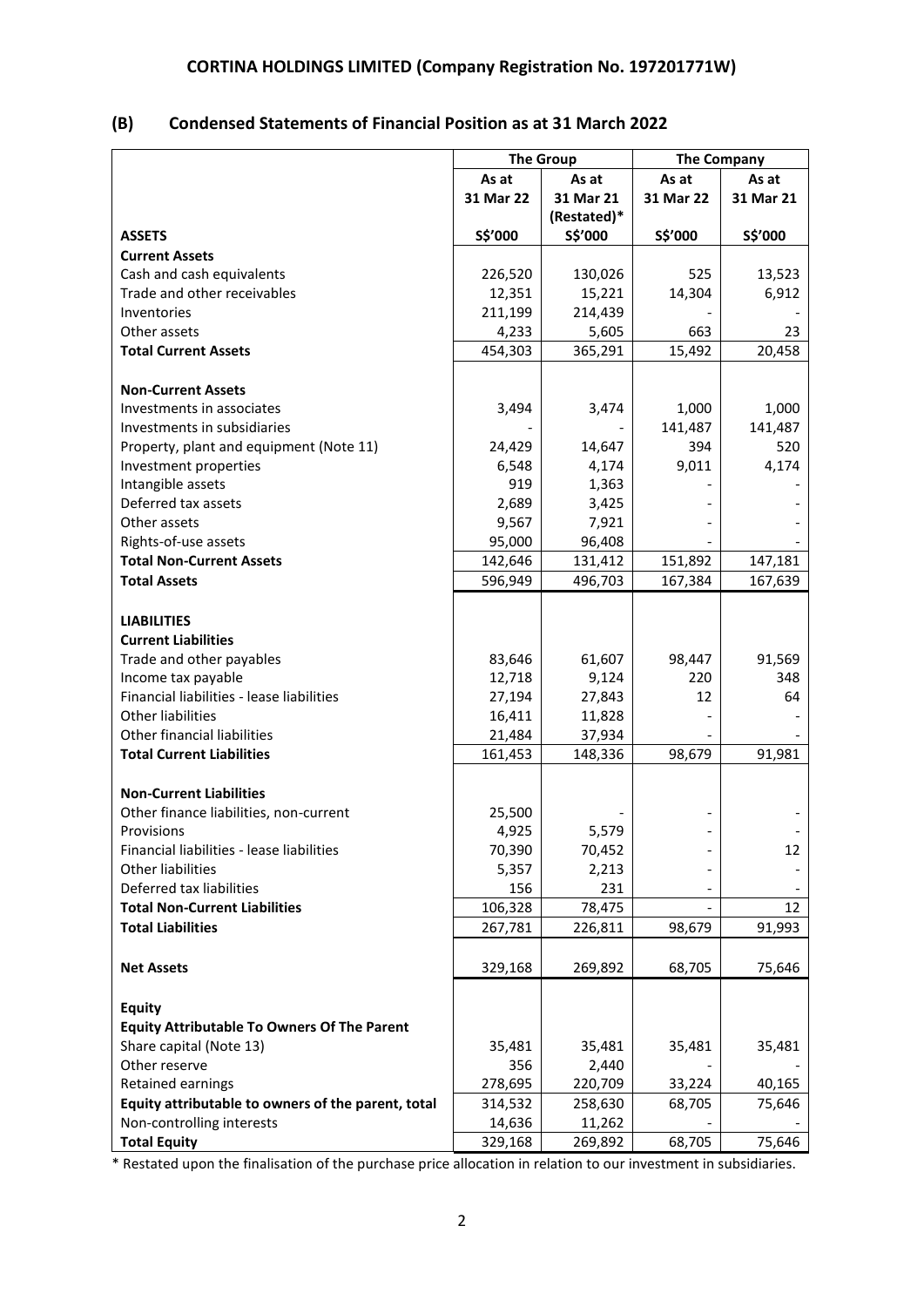## CORTINA HOLDINGS LIMITED (Company Registration No. 197201771W)

### (B) Condensed Statements of Financial Position as at 31 March 2022

| | The Group | | The Company | |
|---|---|---|---|---|
| | As at 31 Mar 22 | As at 31 Mar 21 (Restated)* | As at 31 Mar 22 | As at 31 Mar 21 |
| **ASSETS** | S$'000 | S$'000 | S$'000 | S$'000 |
| **Current Assets** | | | | |
| Cash and cash equivalents | 226,520 | 130,026 | 525 | 13,523 |
| Trade and other receivables | 12,351 | 15,221 | 14,304 | 6,912 |
| Inventories | 211,199 | 214,439 | - | - |
| Other assets | 4,233 | 5,605 | 663 | 23 |
| **Total Current Assets** | 454,303 | 365,291 | 15,492 | 20,458 |
| | | | | |
| **Non-Current Assets** | | | | |
| Investments in associates | 3,494 | 3,474 | 1,000 | 1,000 |
| Investments in subsidiaries | - | - | 141,487 | 141,487 |
| Property, plant and equipment (Note 11) | 24,429 | 14,647 | 394 | 520 |
| Investment properties | 6,548 | 4,174 | 9,011 | 4,174 |
| Intangible assets | 919 | 1,363 | - | - |
| Deferred tax assets | 2,689 | 3,425 | - | - |
| Other assets | 9,567 | 7,921 | - | - |
| Rights-of-use assets | 95,000 | 96,408 | - | - |
| **Total Non-Current Assets** | 142,646 | 131,412 | 151,892 | 147,181 |
| **Total Assets** | 596,949 | 496,703 | 167,384 | 167,639 |
| | | | | |
| **LIABILITIES** | | | | |
| **Current Liabilities** | | | | |
| Trade and other payables | 83,646 | 61,607 | 98,447 | 91,569 |
| Income tax payable | 12,718 | 9,124 | 220 | 348 |
| Financial liabilities - lease liabilities | 27,194 | 27,843 | 12 | 64 |
| Other liabilities | 16,411 | 11,828 | - | - |
| Other financial liabilities | 21,484 | 37,934 | - | - |
| **Total Current Liabilities** | 161,453 | 148,336 | 98,679 | 91,981 |
| | | | | |
| **Non-Current Liabilities** | | | | |
| Other finance liabilities, non-current | 25,500 | - | - | - |
| Provisions | 4,925 | 5,579 | - | - |
| Financial liabilities - lease liabilities | 70,390 | 70,452 | - | 12 |
| Other liabilities | 5,357 | 2,213 | - | - |
| Deferred tax liabilities | 156 | 231 | - | - |
| **Total Non-Current Liabilities** | 106,328 | 78,475 | - | 12 |
| **Total Liabilities** | 267,781 | 226,811 | 98,679 | 91,993 |
| | | | | |
| **Net Assets** | 329,168 | 269,892 | 68,705 | 75,646 |
| | | | | |
| **Equity** | | | | |
| **Equity Attributable To Owners Of The Parent** | | | | |
| Share capital (Note 13) | 35,481 | 35,481 | 35,481 | 35,481 |
| Other reserve | 356 | 2,440 | - | - |
| Retained earnings | 278,695 | 220,709 | 33,224 | 40,165 |
| **Equity attributable to owners of the parent, total** | 314,532 | 258,630 | 68,705 | 75,646 |
| Non-controlling interests | 14,636 | 11,262 | - | - |
| **Total Equity** | 329,168 | 269,892 | 68,705 | 75,646 |

* Restated upon the finalisation of the purchase price allocation in relation to our investment in subsidiaries.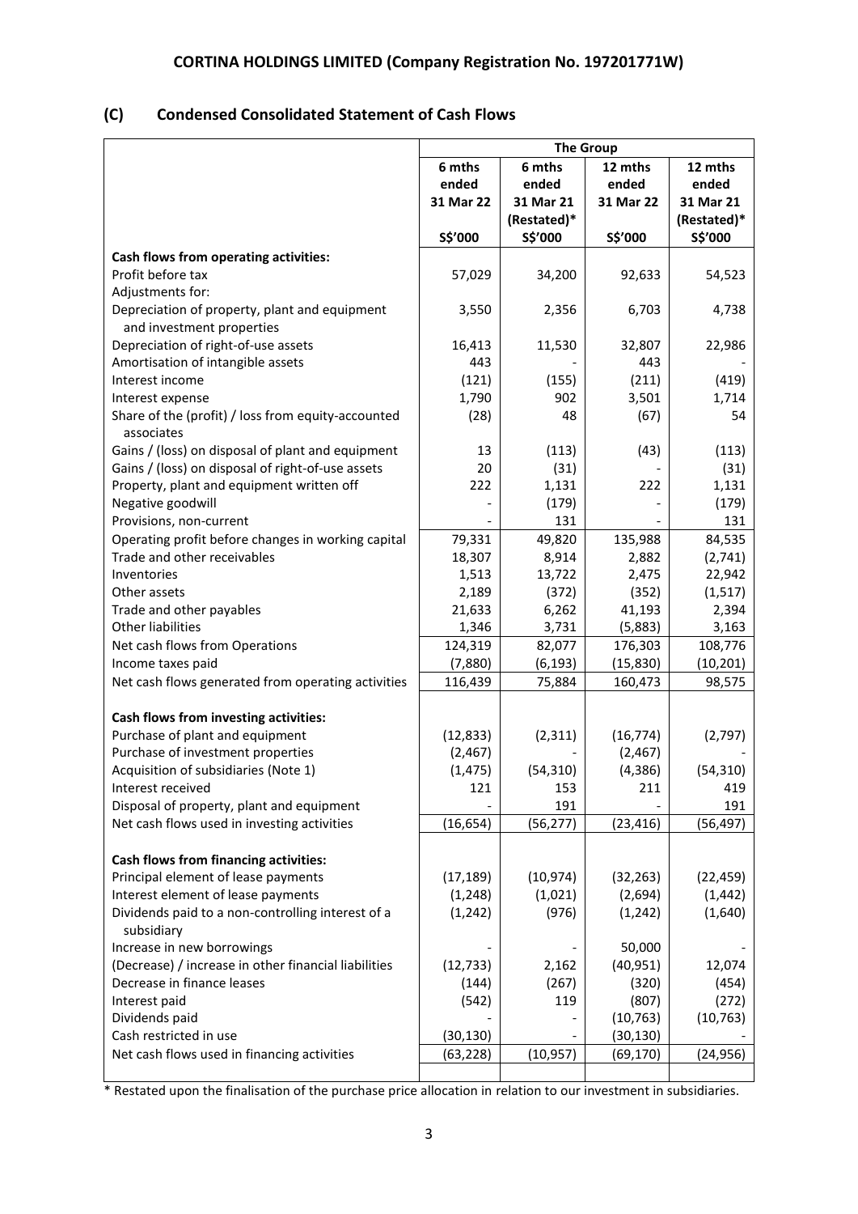# CORTINA HOLDINGS LIMITED (Company Registration No. 197201771W)

## (C) Condensed Consolidated Statement of Cash Flows

| | The Group | | | |
|---|---|---|---|---|
| | 6 mths ended 31 Mar 22 | 6 mths ended 31 Mar 21 (Restated)* | 12 mths ended 31 Mar 22 | 12 mths ended 31 Mar 21 (Restated)* |
| | S$'000 | S$'000 | S$'000 | S$'000 |
| **Cash flows from operating activities:** | | | | |
| Profit before tax | 57,029 | 34,200 | 92,633 | 54,523 |
| Adjustments for: | | | | |
| Depreciation of property, plant and equipment and investment properties | 3,550 | 2,356 | 6,703 | 4,738 |
| Depreciation of right-of-use assets | 16,413 | 11,530 | 32,807 | 22,986 |
| Amortisation of intangible assets | 443 | - | 443 | - |
| Interest income | (121) | (155) | (211) | (419) |
| Interest expense | 1,790 | 902 | 3,501 | 1,714 |
| Share of the (profit) / loss from equity-accounted associates | (28) | 48 | (67) | 54 |
| Gains / (loss) on disposal of plant and equipment | 13 | (113) | (43) | (113) |
| Gains / (loss) on disposal of right-of-use assets | 20 | (31) | - | (31) |
| Property, plant and equipment written off | 222 | 1,131 | 222 | 1,131 |
| Negative goodwill | - | (179) | - | (179) |
| Provisions, non-current | - | 131 | - | 131 |
| Operating profit before changes in working capital | 79,331 | 49,820 | 135,988 | 84,535 |
| Trade and other receivables | 18,307 | 8,914 | 2,882 | (2,741) |
| Inventories | 1,513 | 13,722 | 2,475 | 22,942 |
| Other assets | 2,189 | (372) | (352) | (1,517) |
| Trade and other payables | 21,633 | 6,262 | 41,193 | 2,394 |
| Other liabilities | 1,346 | 3,731 | (5,883) | 3,163 |
| Net cash flows from Operations | 124,319 | 82,077 | 176,303 | 108,776 |
| Income taxes paid | (7,880) | (6,193) | (15,830) | (10,201) |
| Net cash flows generated from operating activities | 116,439 | 75,884 | 160,473 | 98,575 |
| | | | | |
| **Cash flows from investing activities:** | | | | |
| Purchase of plant and equipment | (12,833) | (2,311) | (16,774) | (2,797) |
| Purchase of investment properties | (2,467) | | (2,467) | |
| Acquisition of subsidiaries (Note 1) | (1,475) | (54,310) | (4,386) | (54,310) |
| Interest received | 121 | 153 | 211 | 419 |
| Disposal of property, plant and equipment | - | 191 | - | 191 |
| Net cash flows used in investing activities | (16,654) | (56,277) | (23,416) | (56,497) |
| | | | | |
| **Cash flows from financing activities:** | | | | |
| Principal element of lease payments | (17,189) | (10,974) | (32,263) | (22,459) |
| Interest element of lease payments | (1,248) | (1,021) | (2,694) | (1,442) |
| Dividends paid to a non-controlling interest of a subsidiary | (1,242) | (976) | (1,242) | (1,640) |
| Increase in new borrowings | - | - | 50,000 | - |
| (Decrease) / increase in other financial liabilities | (12,733) | 2,162 | (40,951) | 12,074 |
| Decrease in finance leases | (144) | (267) | (320) | (454) |
| Interest paid | (542) | 119 | (807) | (272) |
| Dividends paid | - | - | (10,763) | (10,763) |
| Cash restricted in use | (30,130) | - | (30,130) | - |
| Net cash flows used in financing activities | (63,228) | (10,957) | (69,170) | (24,956) |

* Restated upon the finalisation of the purchase price allocation in relation to our investment in subsidiaries.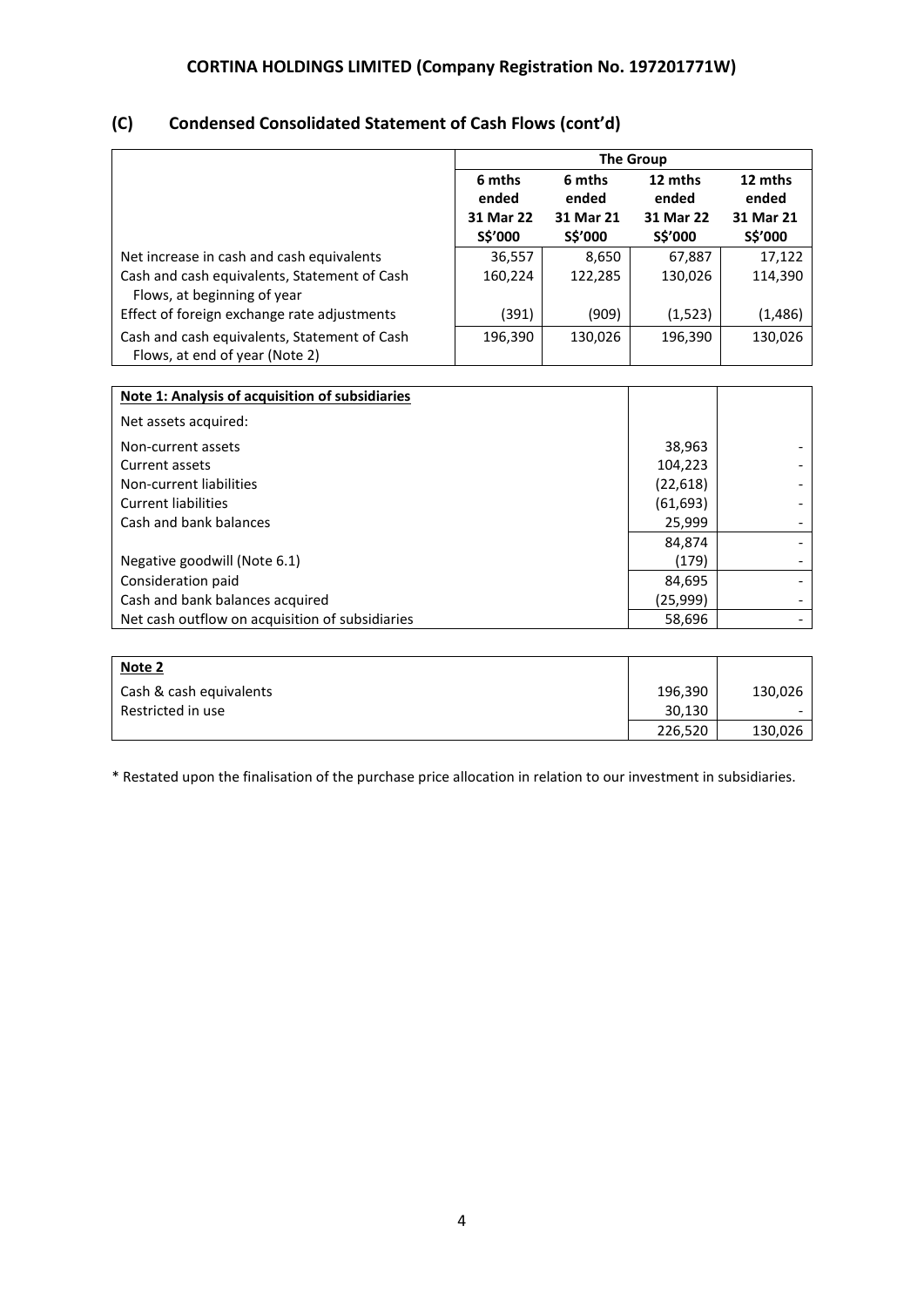## (C) Condensed Consolidated Statement of Cash Flows (cont'd)

| | The Group | | | |
|---|---|---|---|---|
| | 6 mths ended 31 Mar 22 S$'000 | 6 mths ended 31 Mar 21 S$'000 | 12 mths ended 31 Mar 22 S$'000 | 12 mths ended 31 Mar 21 S$'000 |
| Net increase in cash and cash equivalents | 36,557 | 8,650 | 67,887 | 17,122 |
| Cash and cash equivalents, Statement of Cash Flows, at beginning of year | 160,224 | 122,285 | 130,026 | 114,390 |
| Effect of foreign exchange rate adjustments | (391) | (909) | (1,523) | (1,486) |
| Cash and cash equivalents, Statement of Cash Flows, at end of year (Note 2) | 196,390 | 130,026 | 196,390 | 130,026 |

| **Note 1: Analysis of acquisition of subsidiaries** | | |
|---|---|---|
| Net assets acquired: | | |
| Non-current assets | 38,963 | - |
| Current assets | 104,223 | - |
| Non-current liabilities | (22,618) | - |
| Current liabilities | (61,693) | - |
| Cash and bank balances | 25,999 | - |
| | 84,874 | - |
| Negative goodwill (Note 6.1) | (179) | - |
| Consideration paid | 84,695 | - |
| Cash and bank balances acquired | (25,999) | - |
| Net cash outflow on acquisition of subsidiaries | 58,696 | - |

| **Note 2** | | |
|---|---|---|
| Cash & cash equivalents | 196,390 | 130,026 |
| Restricted in use | 30,130 | - |
| | 226,520 | 130,026 |

* Restated upon the finalisation of the purchase price allocation in relation to our investment in subsidiaries.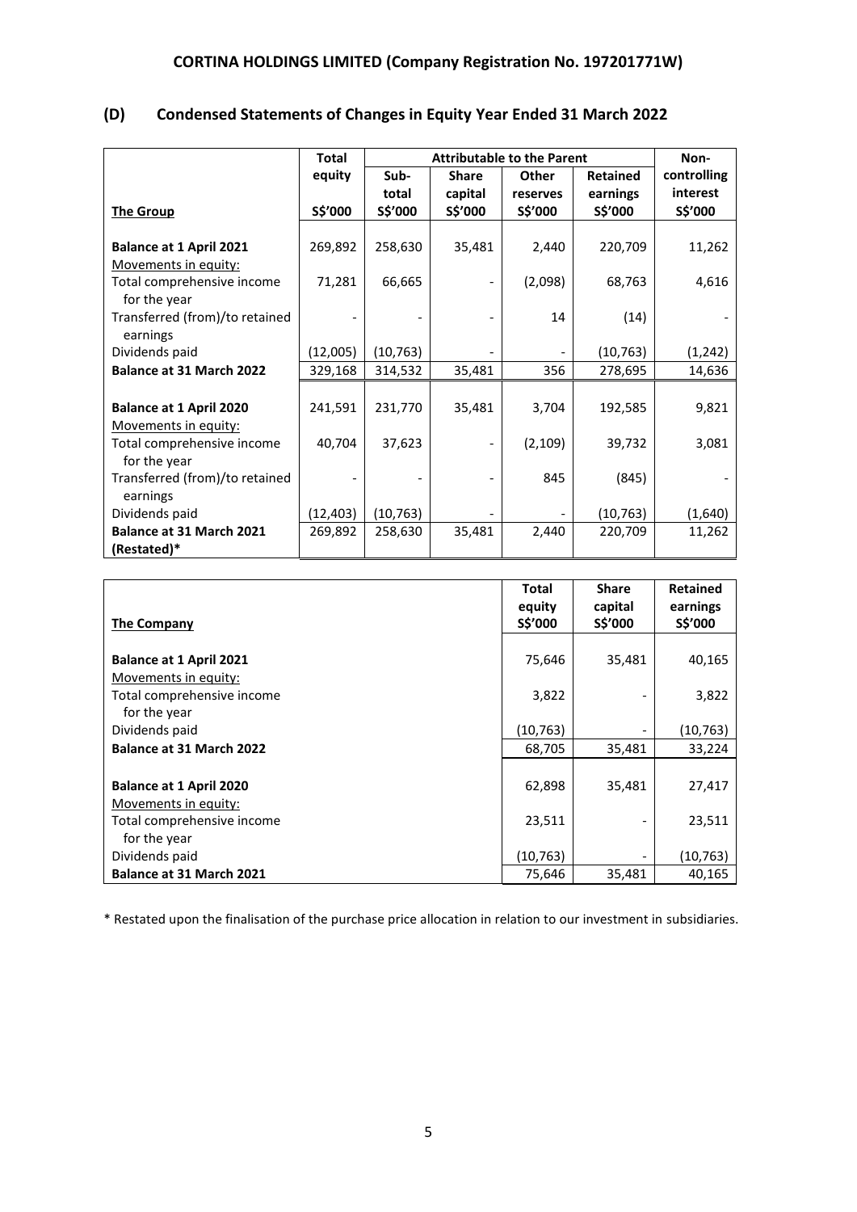# CORTINA HOLDINGS LIMITED (Company Registration No. 197201771W)

## (D) Condensed Statements of Changes in Equity Year Ended 31 March 2022

| The Group | Total equity S$'000 | Attributable to the Parent | | | | Non-controlling interest S$'000 |
|---|---|---|---|---|---|---|
| | | Sub-total S$'000 | Share capital S$'000 | Other reserves S$'000 | Retained earnings S$'000 | |
| **Balance at 1 April 2021** | 269,892 | 258,630 | 35,481 | 2,440 | 220,709 | 11,262 |
| Movements in equity: | | | | | | |
| Total comprehensive income for the year | 71,281 | 66,665 | - | (2,098) | 68,763 | 4,616 |
| Transferred (from)/to retained earnings | - | - | - | 14 | (14) | - |
| Dividends paid | (12,005) | (10,763) | - | - | (10,763) | (1,242) |
| **Balance at 31 March 2022** | 329,168 | 314,532 | 35,481 | 356 | 278,695 | 14,636 |
| **Balance at 1 April 2020** | 241,591 | 231,770 | 35,481 | 3,704 | 192,585 | 9,821 |
| Movements in equity: | | | | | | |
| Total comprehensive income for the year | 40,704 | 37,623 | - | (2,109) | 39,732 | 3,081 |
| Transferred (from)/to retained earnings | - | - | - | 845 | (845) | - |
| Dividends paid | (12,403) | (10,763) | - | - | (10,763) | (1,640) |
| **Balance at 31 March 2021 (Restated)*** | 269,892 | 258,630 | 35,481 | 2,440 | 220,709 | 11,262 |

| The Company | Total equity S$'000 | Share capital S$'000 | Retained earnings S$'000 |
|---|---|---|---|
| **Balance at 1 April 2021** | 75,646 | 35,481 | 40,165 |
| Movements in equity: | | | |
| Total comprehensive income for the year | 3,822 | - | 3,822 |
| Dividends paid | (10,763) | - | (10,763) |
| **Balance at 31 March 2022** | 68,705 | 35,481 | 33,224 |
| **Balance at 1 April 2020** | 62,898 | 35,481 | 27,417 |
| Movements in equity: | | | |
| Total comprehensive income for the year | 23,511 | - | 23,511 |
| Dividends paid | (10,763) | - | (10,763) |
| **Balance at 31 March 2021** | 75,646 | 35,481 | 40,165 |

\* Restated upon the finalisation of the purchase price allocation in relation to our investment in subsidiaries.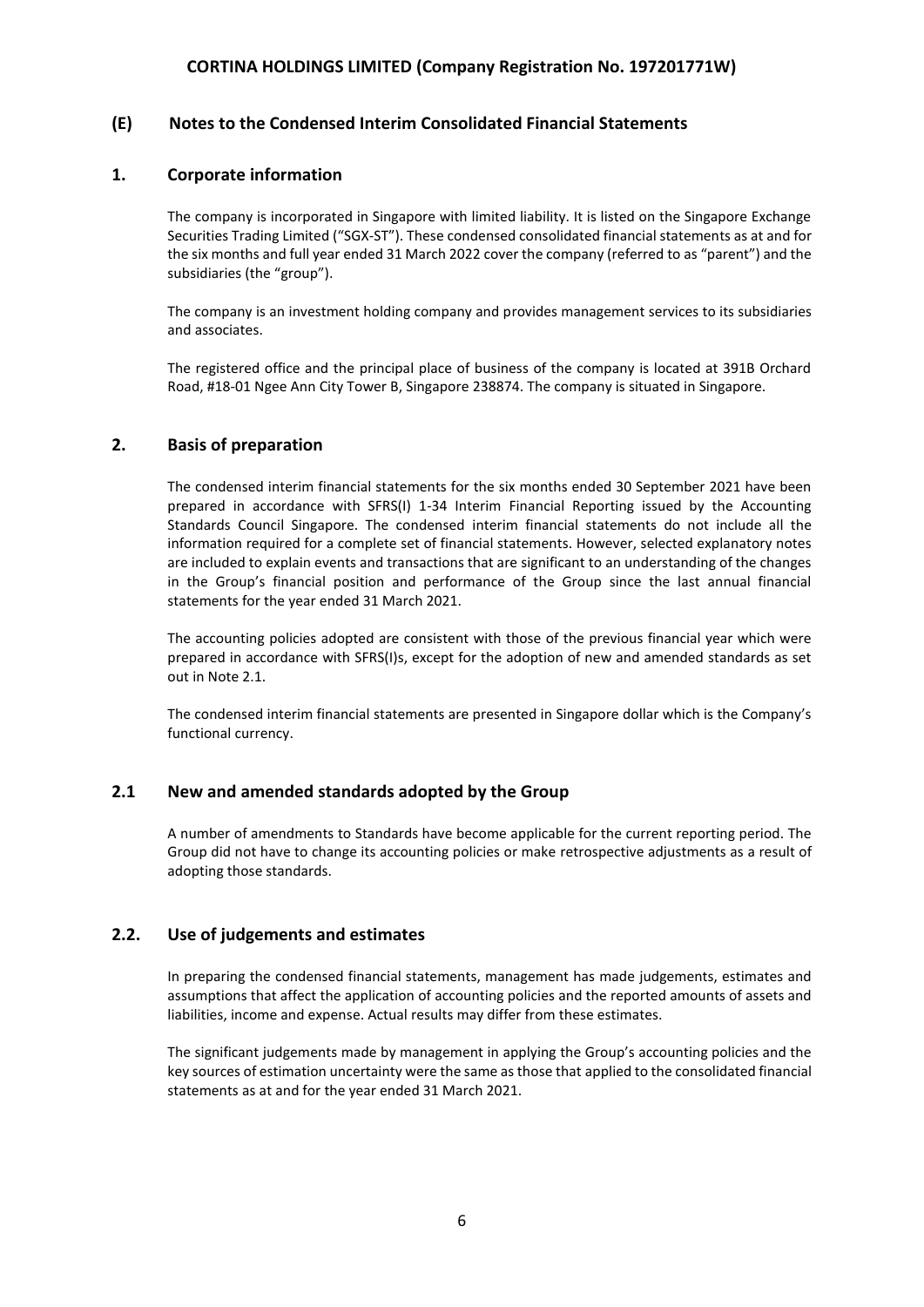# CORTINA HOLDINGS LIMITED (Company Registration No. 197201771W)

## (E) Notes to the Condensed Interim Consolidated Financial Statements

### 1. Corporate information

The company is incorporated in Singapore with limited liability. It is listed on the Singapore Exchange Securities Trading Limited ("SGX-ST"). These condensed consolidated financial statements as at and for the six months and full year ended 31 March 2022 cover the company (referred to as "parent") and the subsidiaries (the "group").

The company is an investment holding company and provides management services to its subsidiaries and associates.

The registered office and the principal place of business of the company is located at 391B Orchard Road, #18-01 Ngee Ann City Tower B, Singapore 238874. The company is situated in Singapore.

### 2. Basis of preparation

The condensed interim financial statements for the six months ended 30 September 2021 have been prepared in accordance with SFRS(I) 1-34 Interim Financial Reporting issued by the Accounting Standards Council Singapore. The condensed interim financial statements do not include all the information required for a complete set of financial statements. However, selected explanatory notes are included to explain events and transactions that are significant to an understanding of the changes in the Group's financial position and performance of the Group since the last annual financial statements for the year ended 31 March 2021.

The accounting policies adopted are consistent with those of the previous financial year which were prepared in accordance with SFRS(I)s, except for the adoption of new and amended standards as set out in Note 2.1.

The condensed interim financial statements are presented in Singapore dollar which is the Company's functional currency.

### 2.1 New and amended standards adopted by the Group

A number of amendments to Standards have become applicable for the current reporting period. The Group did not have to change its accounting policies or make retrospective adjustments as a result of adopting those standards.

### 2.2. Use of judgements and estimates

In preparing the condensed financial statements, management has made judgements, estimates and assumptions that affect the application of accounting policies and the reported amounts of assets and liabilities, income and expense. Actual results may differ from these estimates.

The significant judgements made by management in applying the Group's accounting policies and the key sources of estimation uncertainty were the same as those that applied to the consolidated financial statements as at and for the year ended 31 March 2021.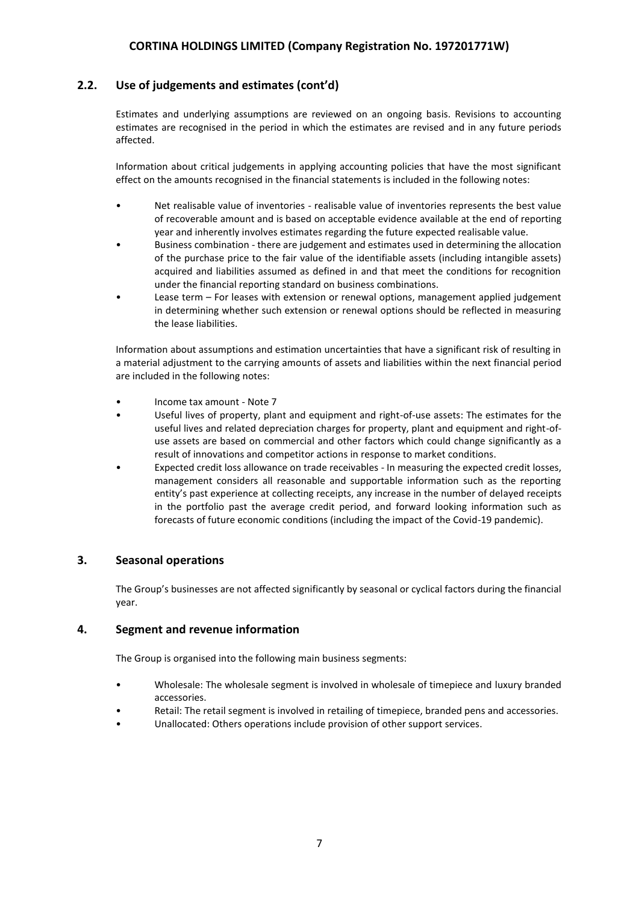## 2.2. Use of judgements and estimates (cont'd)

Estimates and underlying assumptions are reviewed on an ongoing basis. Revisions to accounting estimates are recognised in the period in which the estimates are revised and in any future periods affected.

Information about critical judgements in applying accounting policies that have the most significant effect on the amounts recognised in the financial statements is included in the following notes:

- Net realisable value of inventories - realisable value of inventories represents the best value of recoverable amount and is based on acceptable evidence available at the end of reporting year and inherently involves estimates regarding the future expected realisable value.
- Business combination - there are judgement and estimates used in determining the allocation of the purchase price to the fair value of the identifiable assets (including intangible assets) acquired and liabilities assumed as defined in and that meet the conditions for recognition under the financial reporting standard on business combinations.
- Lease term – For leases with extension or renewal options, management applied judgement in determining whether such extension or renewal options should be reflected in measuring the lease liabilities.

Information about assumptions and estimation uncertainties that have a significant risk of resulting in a material adjustment to the carrying amounts of assets and liabilities within the next financial period are included in the following notes:

- Income tax amount - Note 7
- Useful lives of property, plant and equipment and right-of-use assets: The estimates for the useful lives and related depreciation charges for property, plant and equipment and right-of-use assets are based on commercial and other factors which could change significantly as a result of innovations and competitor actions in response to market conditions.
- Expected credit loss allowance on trade receivables - In measuring the expected credit losses, management considers all reasonable and supportable information such as the reporting entity's past experience at collecting receipts, any increase in the number of delayed receipts in the portfolio past the average credit period, and forward looking information such as forecasts of future economic conditions (including the impact of the Covid-19 pandemic).

## 3. Seasonal operations

The Group's businesses are not affected significantly by seasonal or cyclical factors during the financial year.

## 4. Segment and revenue information

The Group is organised into the following main business segments:

- Wholesale: The wholesale segment is involved in wholesale of timepiece and luxury branded accessories.
- Retail: The retail segment is involved in retailing of timepiece, branded pens and accessories.
- Unallocated: Others operations include provision of other support services.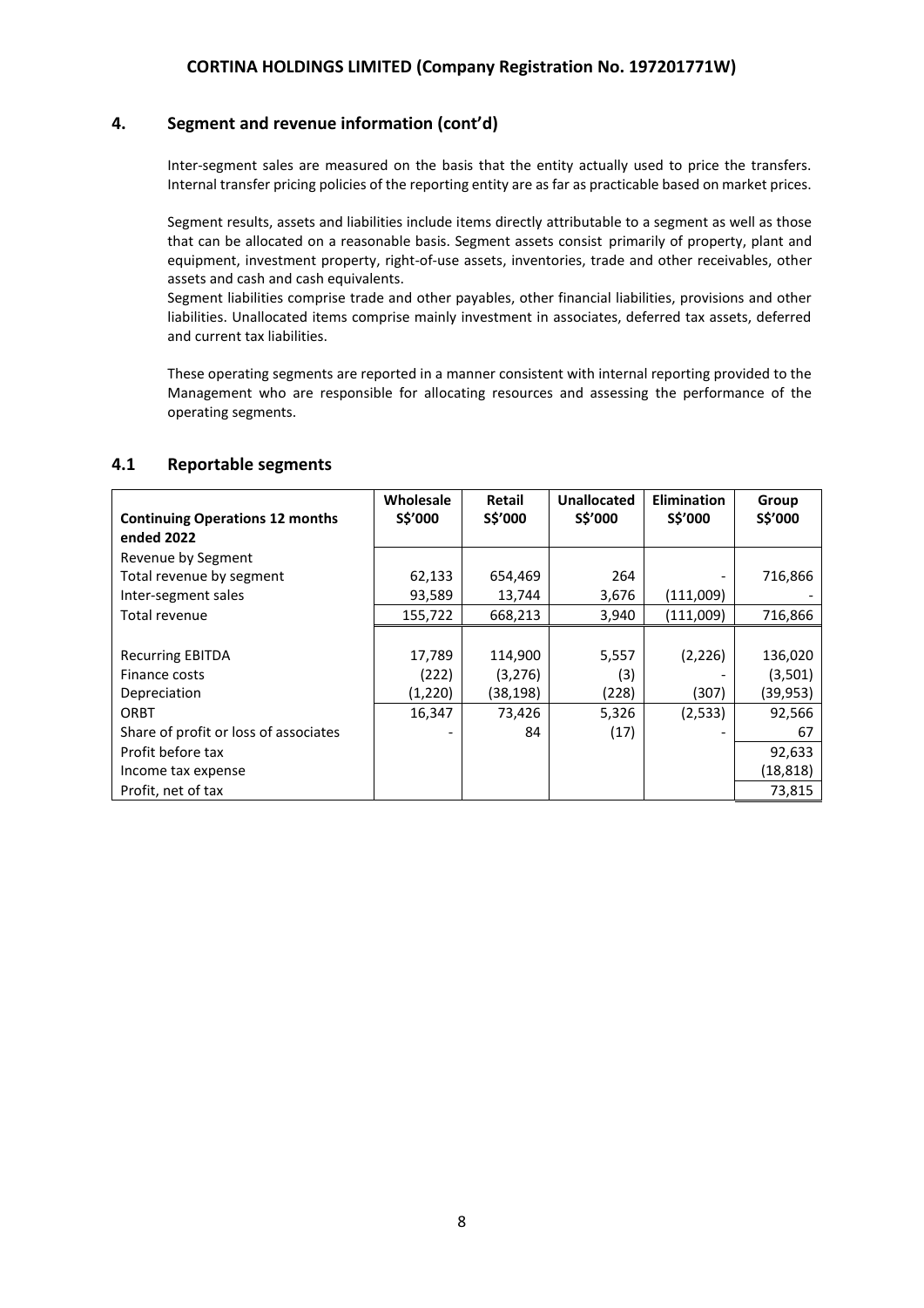## 4. Segment and revenue information (cont'd)

Inter-segment sales are measured on the basis that the entity actually used to price the transfers. Internal transfer pricing policies of the reporting entity are as far as practicable based on market prices.

Segment results, assets and liabilities include items directly attributable to a segment as well as those that can be allocated on a reasonable basis. Segment assets consist primarily of property, plant and equipment, investment property, right-of-use assets, inventories, trade and other receivables, other assets and cash and cash equivalents.

Segment liabilities comprise trade and other payables, other financial liabilities, provisions and other liabilities. Unallocated items comprise mainly investment in associates, deferred tax assets, deferred and current tax liabilities.

These operating segments are reported in a manner consistent with internal reporting provided to the Management who are responsible for allocating resources and assessing the performance of the operating segments.

## 4.1 Reportable segments

| Continuing Operations 12 months ended 2022 | Wholesale S$'000 | Retail S$'000 | Unallocated S$'000 | Elimination S$'000 | Group S$'000 |
|---|---|---|---|---|---|
| Revenue by Segment | | | | | |
| Total revenue by segment | 62,133 | 654,469 | 264 | - | 716,866 |
| Inter-segment sales | 93,589 | 13,744 | 3,676 | (111,009) | - |
| Total revenue | 155,722 | 668,213 | 3,940 | (111,009) | 716,866 |
| | | | | | |
| Recurring EBITDA | 17,789 | 114,900 | 5,557 | (2,226) | 136,020 |
| Finance costs | (222) | (3,276) | (3) | - | (3,501) |
| Depreciation | (1,220) | (38,198) | (228) | (307) | (39,953) |
| ORBT | 16,347 | 73,426 | 5,326 | (2,533) | 92,566 |
| Share of profit or loss of associates | - | 84 | (17) | - | 67 |
| Profit before tax | | | | | 92,633 |
| Income tax expense | | | | | (18,818) |
| Profit, net of tax | | | | | 73,815 |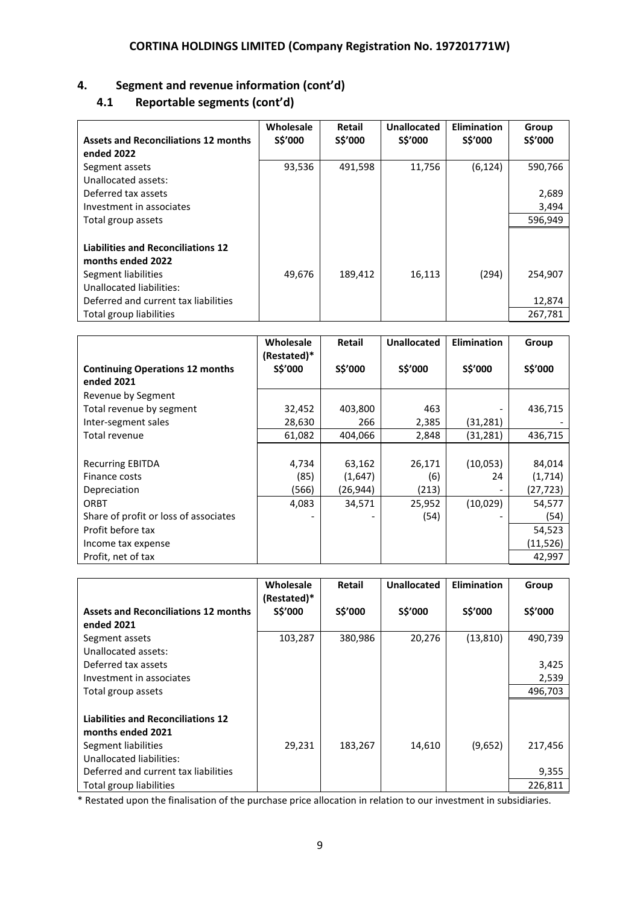**CORTINA HOLDINGS LIMITED (Company Registration No. 197201771W)**

## 4. Segment and revenue information (cont'd)

### 4.1 Reportable segments (cont'd)

| Assets and Reconciliations 12 months ended 2022 | Wholesale S$'000 | Retail S$'000 | Unallocated S$'000 | Elimination S$'000 | Group S$'000 |
|---|---|---|---|---|---|
| Segment assets | 93,536 | 491,598 | 11,756 | (6,124) | 590,766 |
| Unallocated assets: | | | | | |
| Deferred tax assets | | | | | 2,689 |
| Investment in associates | | | | | 3,494 |
| Total group assets | | | | | 596,949 |
| | | | | | |
| **Liabilities and Reconciliations 12 months ended 2022** | | | | | |
| Segment liabilities | 49,676 | 189,412 | 16,113 | (294) | 254,907 |
| Unallocated liabilities: | | | | | |
| Deferred and current tax liabilities | | | | | 12,874 |
| Total group liabilities | | | | | 267,781 |

| Continuing Operations 12 months ended 2021 | Wholesale (Restated)* S$'000 | Retail S$'000 | Unallocated S$'000 | Elimination S$'000 | Group S$'000 |
|---|---|---|---|---|---|
| Revenue by Segment | | | | | |
| Total revenue by segment | 32,452 | 403,800 | 463 | - | 436,715 |
| Inter-segment sales | 28,630 | 266 | 2,385 | (31,281) | - |
| Total revenue | 61,082 | 404,066 | 2,848 | (31,281) | 436,715 |
| | | | | | |
| Recurring EBITDA | 4,734 | 63,162 | 26,171 | (10,053) | 84,014 |
| Finance costs | (85) | (1,647) | (6) | 24 | (1,714) |
| Depreciation | (566) | (26,944) | (213) | - | (27,723) |
| ORBT | 4,083 | 34,571 | 25,952 | (10,029) | 54,577 |
| Share of profit or loss of associates | - | - | (54) | - | (54) |
| Profit before tax | | | | | 54,523 |
| Income tax expense | | | | | (11,526) |
| Profit, net of tax | | | | | 42,997 |

| Assets and Reconciliations 12 months ended 2021 | Wholesale (Restated)* S$'000 | Retail S$'000 | Unallocated S$'000 | Elimination S$'000 | Group S$'000 |
|---|---|---|---|---|---|
| Segment assets | 103,287 | 380,986 | 20,276 | (13,810) | 490,739 |
| Unallocated assets: | | | | | |
| Deferred tax assets | | | | | 3,425 |
| Investment in associates | | | | | 2,539 |
| Total group assets | | | | | 496,703 |
| | | | | | |
| **Liabilities and Reconciliations 12 months ended 2021** | | | | | |
| Segment liabilities | 29,231 | 183,267 | 14,610 | (9,652) | 217,456 |
| Unallocated liabilities: | | | | | |
| Deferred and current tax liabilities | | | | | 9,355 |
| Total group liabilities | | | | | 226,811 |

* Restated upon the finalisation of the purchase price allocation in relation to our investment in subsidiaries.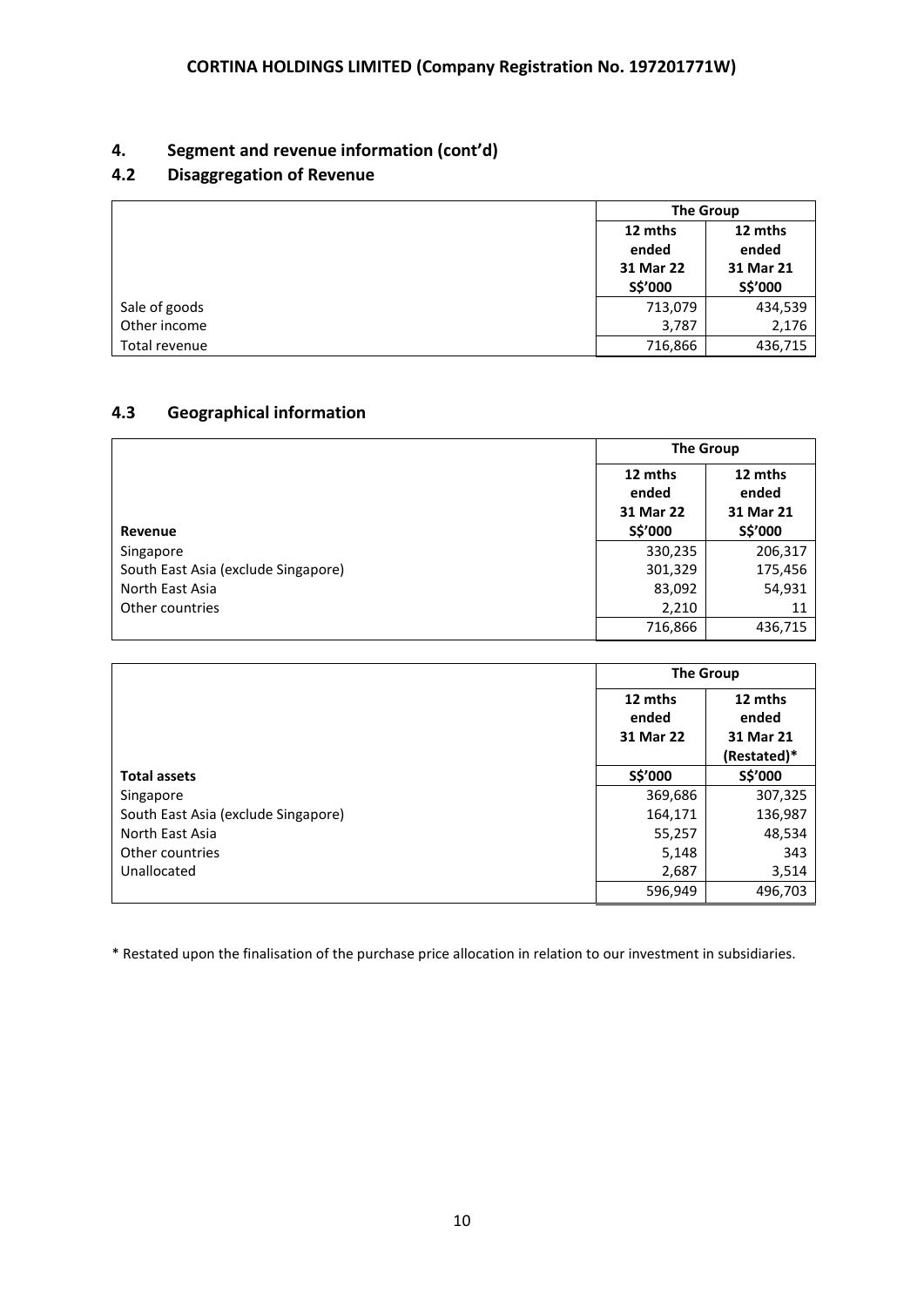# CORTINA HOLDINGS LIMITED (Company Registration No. 197201771W)

## 4. Segment and revenue information (cont'd)

### 4.2 Disaggregation of Revenue

| | The Group | |
|---|---|---|
| | 12 mths ended 31 Mar 22 S$'000 | 12 mths ended 31 Mar 21 S$'000 |
| Sale of goods | 713,079 | 434,539 |
| Other income | 3,787 | 2,176 |
| Total revenue | 716,866 | 436,715 |

### 4.3 Geographical information

| | The Group | |
|---|---|---|
| **Revenue** | 12 mths ended 31 Mar 22 S$'000 | 12 mths ended 31 Mar 21 S$'000 |
| Singapore | 330,235 | 206,317 |
| South East Asia (exclude Singapore) | 301,329 | 175,456 |
| North East Asia | 83,092 | 54,931 |
| Other countries | 2,210 | 11 |
| | 716,866 | 436,715 |

| | The Group | |
|---|---|---|
| | 12 mths ended 31 Mar 22 | 12 mths ended 31 Mar 21 (Restated)* |
| **Total assets** | S$'000 | S$'000 |
| Singapore | 369,686 | 307,325 |
| South East Asia (exclude Singapore) | 164,171 | 136,987 |
| North East Asia | 55,257 | 48,534 |
| Other countries | 5,148 | 343 |
| Unallocated | 2,687 | 3,514 |
| | 596,949 | 496,703 |

* Restated upon the finalisation of the purchase price allocation in relation to our investment in subsidiaries.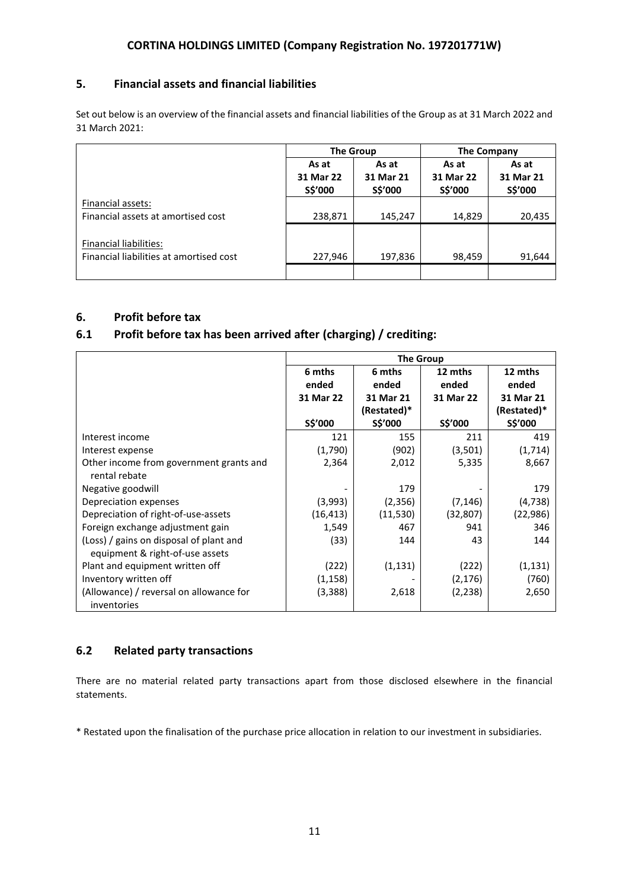## 5. Financial assets and financial liabilities

Set out below is an overview of the financial assets and financial liabilities of the Group as at 31 March 2022 and 31 March 2021:

| | The Group | | The Company | |
|---|---|---|---|---|
| | As at 31 Mar 22 S$'000 | As at 31 Mar 21 S$'000 | As at 31 Mar 22 S$'000 | As at 31 Mar 21 S$'000 |
| Financial assets: | | | | |
| Financial assets at amortised cost | 238,871 | 145,247 | 14,829 | 20,435 |
| Financial liabilities: | | | | |
| Financial liabilities at amortised cost | 227,946 | 197,836 | 98,459 | 91,644 |

## 6. Profit before tax

### 6.1 Profit before tax has been arrived after (charging) / crediting:

| | The Group | | | |
|---|---|---|---|---|
| | 6 mths ended 31 Mar 22 S$'000 | 6 mths ended 31 Mar 21 (Restated)* S$'000 | 12 mths ended 31 Mar 22 S$'000 | 12 mths ended 31 Mar 21 (Restated)* S$'000 |
| Interest income | 121 | 155 | 211 | 419 |
| Interest expense | (1,790) | (902) | (3,501) | (1,714) |
| Other income from government grants and rental rebate | 2,364 | 2,012 | 5,335 | 8,667 |
| Negative goodwill | - | 179 | - | 179 |
| Depreciation expenses | (3,993) | (2,356) | (7,146) | (4,738) |
| Depreciation of right-of-use-assets | (16,413) | (11,530) | (32,807) | (22,986) |
| Foreign exchange adjustment gain | 1,549 | 467 | 941 | 346 |
| (Loss) / gains on disposal of plant and equipment & right-of-use assets | (33) | 144 | 43 | 144 |
| Plant and equipment written off | (222) | (1,131) | (222) | (1,131) |
| Inventory written off | (1,158) | - | (2,176) | (760) |
| (Allowance) / reversal on allowance for inventories | (3,388) | 2,618 | (2,238) | 2,650 |

### 6.2 Related party transactions

There are no material related party transactions apart from those disclosed elsewhere in the financial statements.

* Restated upon the finalisation of the purchase price allocation in relation to our investment in subsidiaries.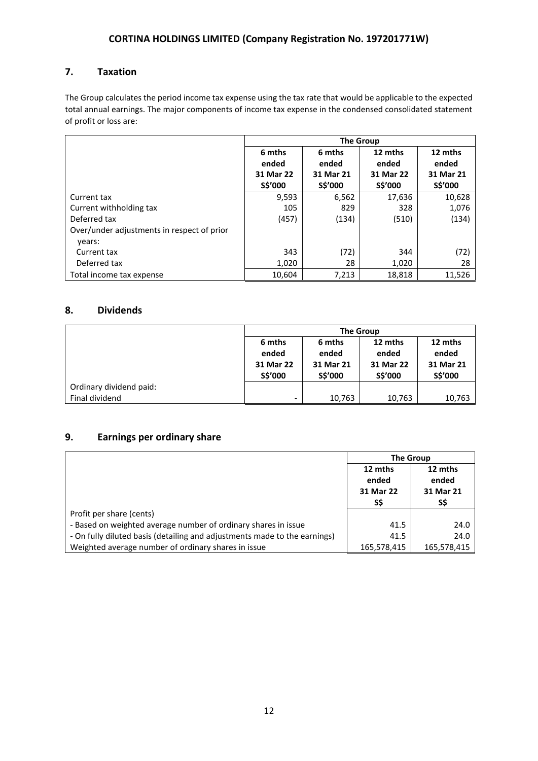## 7. Taxation

The Group calculates the period income tax expense using the tax rate that would be applicable to the expected total annual earnings. The major components of income tax expense in the condensed consolidated statement of profit or loss are:

| | The Group | | | |
|---|---|---|---|---|
| | 6 mths ended 31 Mar 22 S$'000 | 6 mths ended 31 Mar 21 S$'000 | 12 mths ended 31 Mar 22 S$'000 | 12 mths ended 31 Mar 21 S$'000 |
| Current tax | 9,593 | 6,562 | 17,636 | 10,628 |
| Current withholding tax | 105 | 829 | 328 | 1,076 |
| Deferred tax | (457) | (134) | (510) | (134) |
| Over/under adjustments in respect of prior years: | | | | |
| Current tax | 343 | (72) | 344 | (72) |
| Deferred tax | 1,020 | 28 | 1,020 | 28 |
| Total income tax expense | 10,604 | 7,213 | 18,818 | 11,526 |

## 8. Dividends

| | The Group | | | |
|---|---|---|---|---|
| | 6 mths ended 31 Mar 22 S$'000 | 6 mths ended 31 Mar 21 S$'000 | 12 mths ended 31 Mar 22 S$'000 | 12 mths ended 31 Mar 21 S$'000 |
| Ordinary dividend paid: | | | | |
| Final dividend | - | 10,763 | 10,763 | 10,763 |

## 9. Earnings per ordinary share

| | The Group | |
|---|---|---|
| | 12 mths ended 31 Mar 22 S$ | 12 mths ended 31 Mar 21 S$ |
| Profit per share (cents) | | |
| - Based on weighted average number of ordinary shares in issue | 41.5 | 24.0 |
| - On fully diluted basis (detailing and adjustments made to the earnings) | 41.5 | 24.0 |
| Weighted average number of ordinary shares in issue | 165,578,415 | 165,578,415 |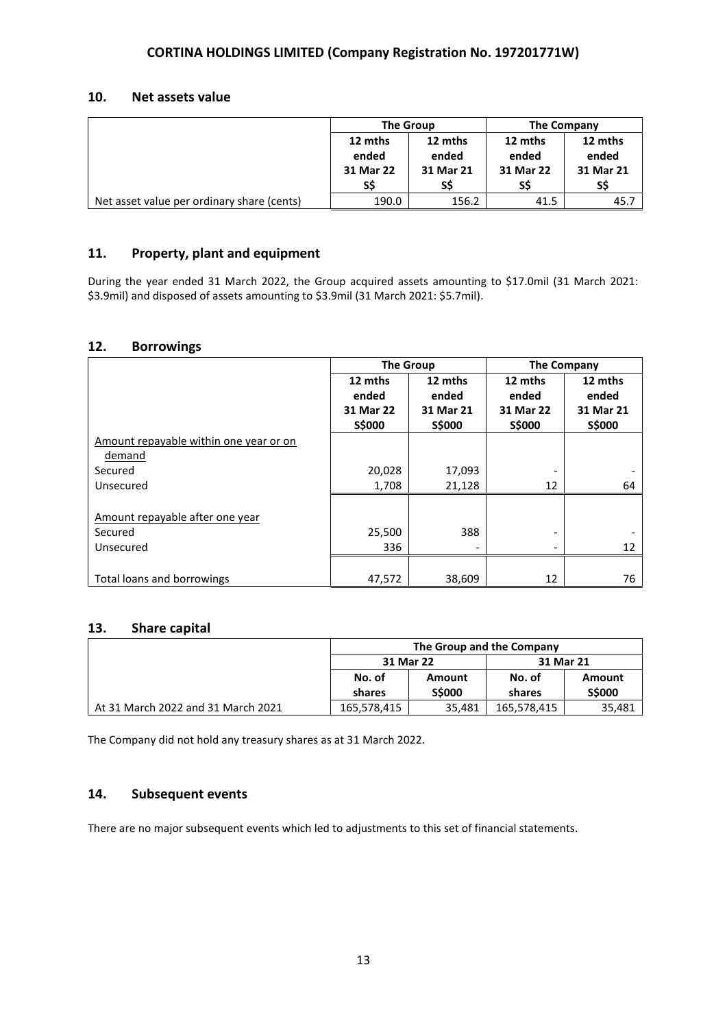## 10. Net assets value

| | The Group | | The Company | |
|---|---|---|---|---|
| | 12 mths ended 31 Mar 22 S$ | 12 mths ended 31 Mar 21 S$ | 12 mths ended 31 Mar 22 S$ | 12 mths ended 31 Mar 21 S$ |
| Net asset value per ordinary share (cents) | 190.0 | 156.2 | 41.5 | 45.7 |

## 11. Property, plant and equipment

During the year ended 31 March 2022, the Group acquired assets amounting to $17.0mil (31 March 2021: $3.9mil) and disposed of assets amounting to $3.9mil (31 March 2021: $5.7mil).

## 12. Borrowings

| | The Group | | The Company | |
|---|---|---|---|---|
| | 12 mths ended 31 Mar 22 S$000 | 12 mths ended 31 Mar 21 S$000 | 12 mths ended 31 Mar 22 S$000 | 12 mths ended 31 Mar 21 S$000 |
| Amount repayable within one year or on demand | | | | |
| Secured | 20,028 | 17,093 | - | - |
| Unsecured | 1,708 | 21,128 | 12 | 64 |
| Amount repayable after one year | | | | |
| Secured | 25,500 | 388 | - | - |
| Unsecured | 336 | - | - | 12 |
| Total loans and borrowings | 47,572 | 38,609 | 12 | 76 |

## 13. Share capital

| | The Group and the Company | | | |
|---|---|---|---|---|
| | 31 Mar 22 | | 31 Mar 21 | |
| | No. of shares | Amount S$000 | No. of shares | Amount S$000 |
| At 31 March 2022 and 31 March 2021 | 165,578,415 | 35,481 | 165,578,415 | 35,481 |

The Company did not hold any treasury shares as at 31 March 2022.

## 14. Subsequent events

There are no major subsequent events which led to adjustments to this set of financial statements.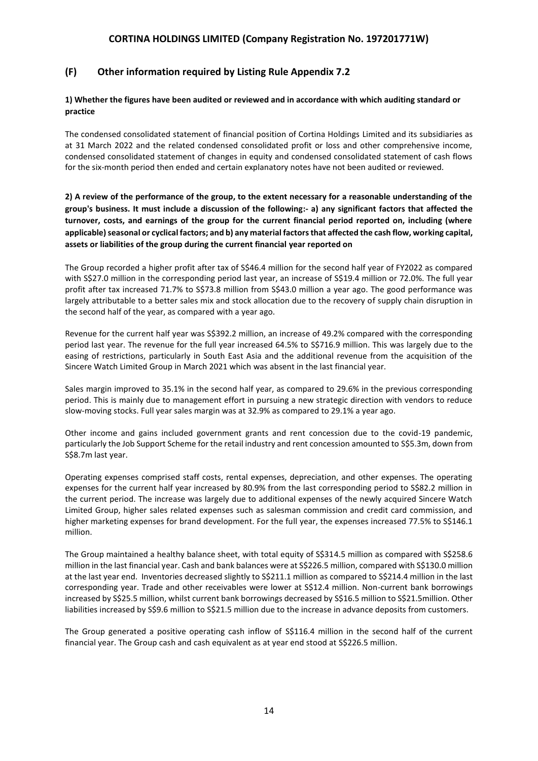## (F) Other information required by Listing Rule Appendix 7.2

**1) Whether the figures have been audited or reviewed and in accordance with which auditing standard or practice**

The condensed consolidated statement of financial position of Cortina Holdings Limited and its subsidiaries as at 31 March 2022 and the related condensed consolidated profit or loss and other comprehensive income, condensed consolidated statement of changes in equity and condensed consolidated statement of cash flows for the six-month period then ended and certain explanatory notes have not been audited or reviewed.

**2) A review of the performance of the group, to the extent necessary for a reasonable understanding of the group's business. It must include a discussion of the following:- a) any significant factors that affected the turnover, costs, and earnings of the group for the current financial period reported on, including (where applicable) seasonal or cyclical factors; and b) any material factors that affected the cash flow, working capital, assets or liabilities of the group during the current financial year reported on**

The Group recorded a higher profit after tax of S$46.4 million for the second half year of FY2022 as compared with S$27.0 million in the corresponding period last year, an increase of S$19.4 million or 72.0%. The full year profit after tax increased 71.7% to S$73.8 million from S$43.0 million a year ago. The good performance was largely attributable to a better sales mix and stock allocation due to the recovery of supply chain disruption in the second half of the year, as compared with a year ago.

Revenue for the current half year was S$392.2 million, an increase of 49.2% compared with the corresponding period last year. The revenue for the full year increased 64.5% to S$716.9 million. This was largely due to the easing of restrictions, particularly in South East Asia and the additional revenue from the acquisition of the Sincere Watch Limited Group in March 2021 which was absent in the last financial year.

Sales margin improved to 35.1% in the second half year, as compared to 29.6% in the previous corresponding period. This is mainly due to management effort in pursuing a new strategic direction with vendors to reduce slow-moving stocks. Full year sales margin was at 32.9% as compared to 29.1% a year ago.

Other income and gains included government grants and rent concession due to the covid-19 pandemic, particularly the Job Support Scheme for the retail industry and rent concession amounted to S$5.3m, down from S$8.7m last year.

Operating expenses comprised staff costs, rental expenses, depreciation, and other expenses. The operating expenses for the current half year increased by 80.9% from the last corresponding period to S$82.2 million in the current period. The increase was largely due to additional expenses of the newly acquired Sincere Watch Limited Group, higher sales related expenses such as salesman commission and credit card commission, and higher marketing expenses for brand development. For the full year, the expenses increased 77.5% to S$146.1 million.

The Group maintained a healthy balance sheet, with total equity of S$314.5 million as compared with S$258.6 million in the last financial year. Cash and bank balances were at S$226.5 million, compared with S$130.0 million at the last year end. Inventories decreased slightly to S$211.1 million as compared to S$214.4 million in the last corresponding year. Trade and other receivables were lower at S$12.4 million. Non-current bank borrowings increased by S$25.5 million, whilst current bank borrowings decreased by S$16.5 million to S$21.5million. Other liabilities increased by S$9.6 million to S$21.5 million due to the increase in advance deposits from customers.

The Group generated a positive operating cash inflow of S$116.4 million in the second half of the current financial year. The Group cash and cash equivalent as at year end stood at S$226.5 million.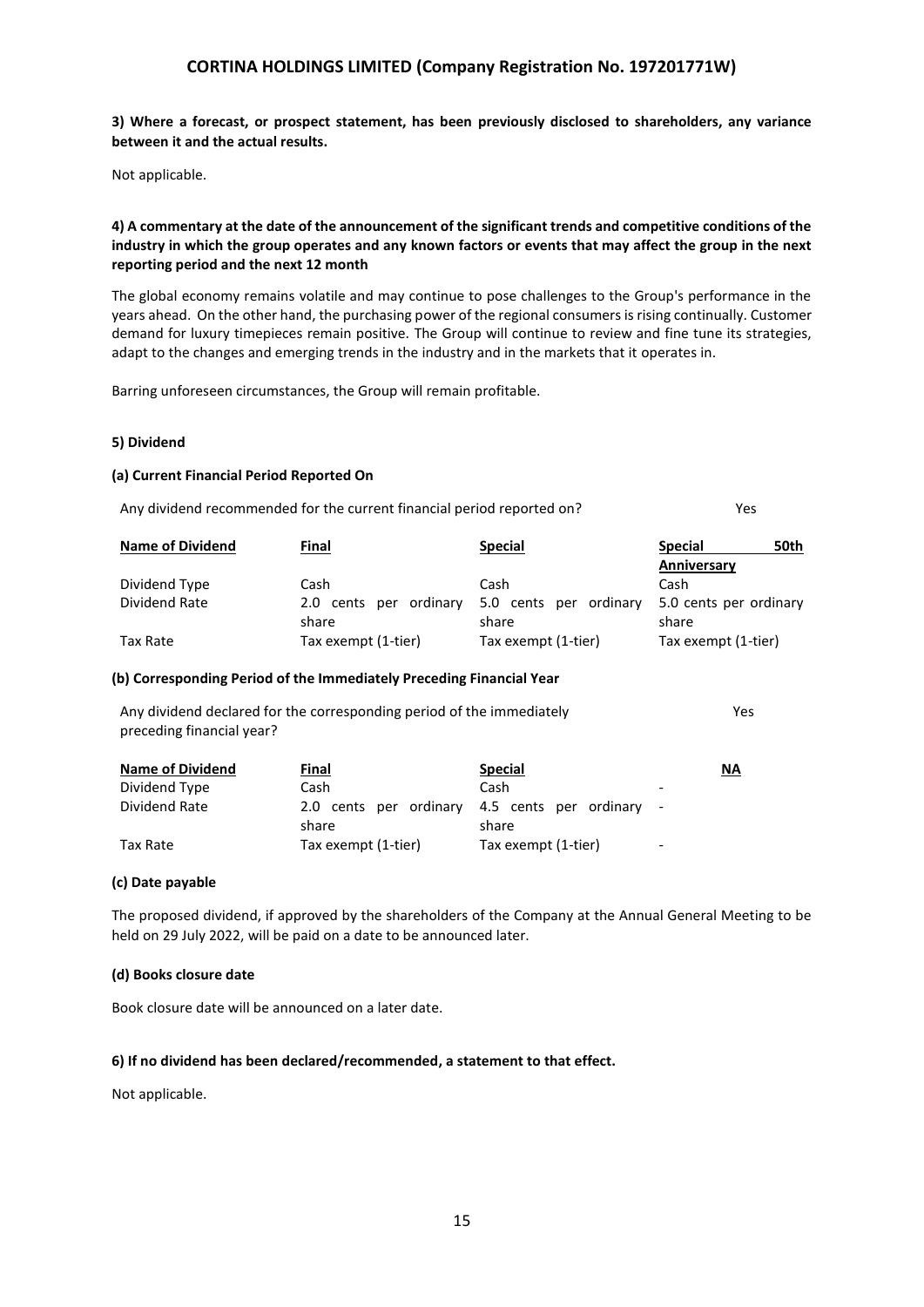**3) Where a forecast, or prospect statement, has been previously disclosed to shareholders, any variance between it and the actual results.**

Not applicable.

**4) A commentary at the date of the announcement of the significant trends and competitive conditions of the industry in which the group operates and any known factors or events that may affect the group in the next reporting period and the next 12 month**

The global economy remains volatile and may continue to pose challenges to the Group's performance in the years ahead. On the other hand, the purchasing power of the regional consumers is rising continually. Customer demand for luxury timepieces remain positive. The Group will continue to review and fine tune its strategies, adapt to the changes and emerging trends in the industry and in the markets that it operates in.

Barring unforeseen circumstances, the Group will remain profitable.

**5) Dividend**

**(a) Current Financial Period Reported On**

Any dividend recommended for the current financial period reported on? Yes

| **Name of Dividend** | **Final** | **Special** | **Special 50th Anniversary** |
|---|---|---|---|
| Dividend Type | Cash | Cash | Cash |
| Dividend Rate | 2.0 cents per ordinary share | 5.0 cents per ordinary share | 5.0 cents per ordinary share |
| Tax Rate | Tax exempt (1-tier) | Tax exempt (1-tier) | Tax exempt (1-tier) |

**(b) Corresponding Period of the Immediately Preceding Financial Year**

Any dividend declared for the corresponding period of the immediately preceding financial year? Yes

| **Name of Dividend** | **Final** | **Special** | **NA** |
|---|---|---|---|
| Dividend Type | Cash | Cash | - |
| Dividend Rate | 2.0 cents per ordinary share | 4.5 cents per ordinary share | - |
| Tax Rate | Tax exempt (1-tier) | Tax exempt (1-tier) | - |

**(c) Date payable**

The proposed dividend, if approved by the shareholders of the Company at the Annual General Meeting to be held on 29 July 2022, will be paid on a date to be announced later.

**(d) Books closure date**

Book closure date will be announced on a later date.

**6) If no dividend has been declared/recommended, a statement to that effect.**

Not applicable.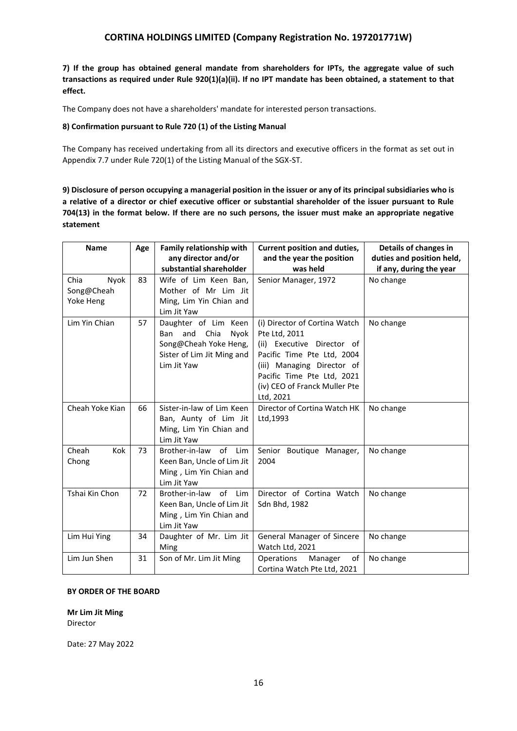## CORTINA HOLDINGS LIMITED (Company Registration No. 197201771W)

**7) If the group has obtained general mandate from shareholders for IPTs, the aggregate value of such transactions as required under Rule 920(1)(a)(ii). If no IPT mandate has been obtained, a statement to that effect.**

The Company does not have a shareholders' mandate for interested person transactions.

**8) Confirmation pursuant to Rule 720 (1) of the Listing Manual**

The Company has received undertaking from all its directors and executive officers in the format as set out in Appendix 7.7 under Rule 720(1) of the Listing Manual of the SGX-ST.

**9) Disclosure of person occupying a managerial position in the issuer or any of its principal subsidiaries who is a relative of a director or chief executive officer or substantial shareholder of the issuer pursuant to Rule 704(13) in the format below. If there are no such persons, the issuer must make an appropriate negative statement**

| Name | Age | Family relationship with any director and/or substantial shareholder | Current position and duties, and the year the position was held | Details of changes in duties and position held, if any, during the year |
|---|---|---|---|---|
| Chia Nyok Song@Cheah Yoke Heng | 83 | Wife of Lim Keen Ban, Mother of Mr Lim Jit Ming, Lim Yin Chian and Lim Jit Yaw | Senior Manager, 1972 | No change |
| Lim Yin Chian | 57 | Daughter of Lim Keen Ban and Chia Nyok Song@Cheah Yoke Heng, Sister of Lim Jit Ming and Lim Jit Yaw | (i) Director of Cortina Watch Pte Ltd, 2011<br>(ii) Executive Director of Pacific Time Pte Ltd, 2004<br>(iii) Managing Director of Pacific Time Pte Ltd, 2021<br>(iv) CEO of Franck Muller Pte Ltd, 2021 | No change |
| Cheah Yoke Kian | 66 | Sister-in-law of Lim Keen Ban, Aunty of Lim Jit Ming, Lim Yin Chian and Lim Jit Yaw | Director of Cortina Watch HK Ltd,1993 | No change |
| Cheah Kok Chong | 73 | Brother-in-law of Lim Keen Ban, Uncle of Lim Jit Ming , Lim Yin Chian and Lim Jit Yaw | Senior Boutique Manager, 2004 | No change |
| Tshai Kin Chon | 72 | Brother-in-law of Lim Keen Ban, Uncle of Lim Jit Ming , Lim Yin Chian and Lim Jit Yaw | Director of Cortina Watch Sdn Bhd, 1982 | No change |
| Lim Hui Ying | 34 | Daughter of Mr. Lim Jit Ming | General Manager of Sincere Watch Ltd, 2021 | No change |
| Lim Jun Shen | 31 | Son of Mr. Lim Jit Ming | Operations Manager of Cortina Watch Pte Ltd, 2021 | No change |

**BY ORDER OF THE BOARD**

**Mr Lim Jit Ming**
Director

Date: 27 May 2022